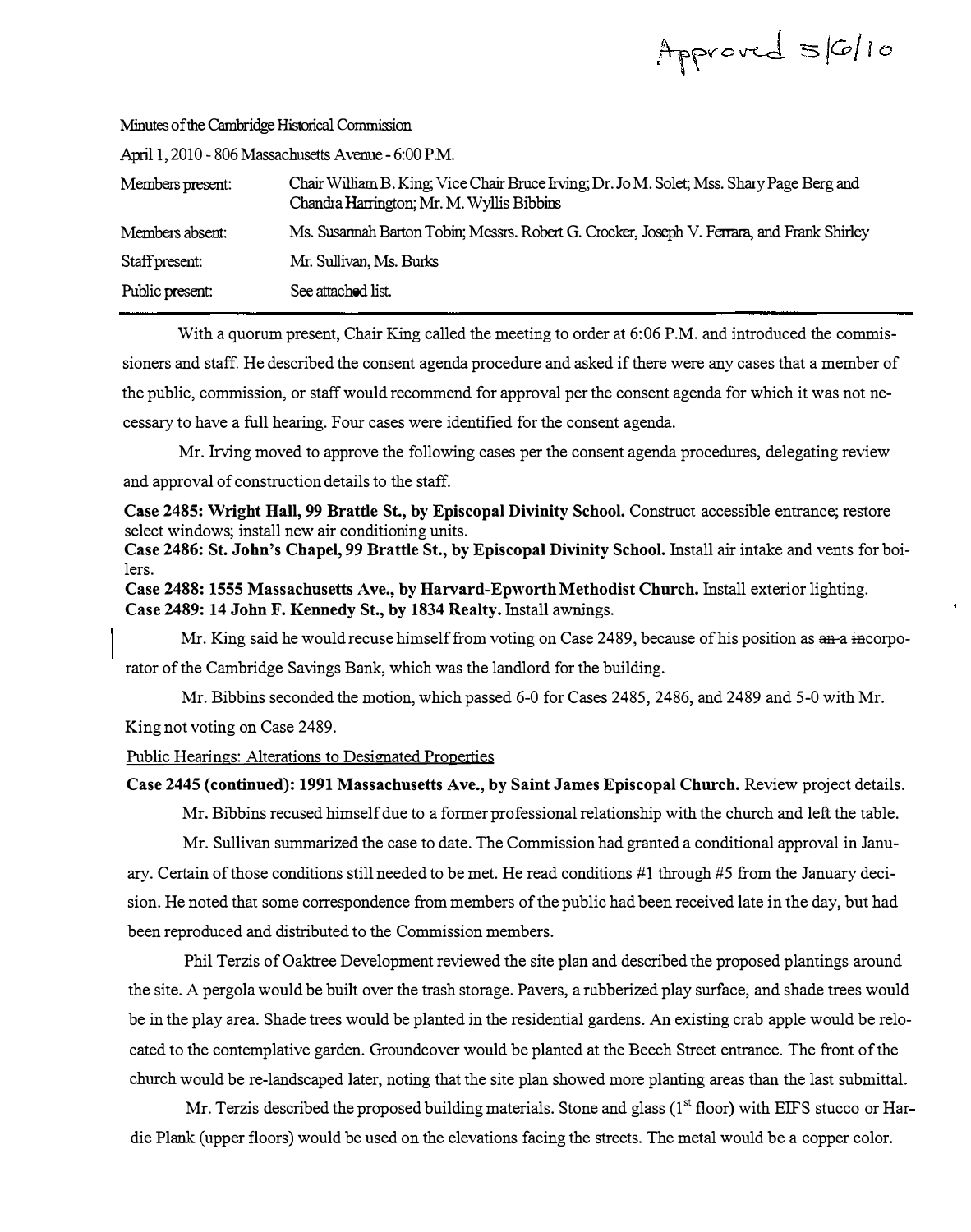Approved 5/6/10

Minutes of the Cambridge Historical Commission

April 1, 2010 - 806 Massachusetts Avenue - 6:00 P.M.

| | |
|---|---|
| Members present: | Chair William B. King; Vice Chair Bruce Irving; Dr. Jo M. Solet; Mss. Shary Page Berg and Chandra Harrington; Mr. M. Wyllis Bibbins |
| Members absent: | Ms. Susannah Barton Tobin; Messrs. Robert G. Crocker, Joseph V. Ferrara, and Frank Shirley |
| Staff present: | Mr. Sullivan, Ms. Burks |
| Public present: | See attached list. |

With a quorum present, Chair King called the meeting to order at 6:06 P.M. and introduced the commissioners and staff. He described the consent agenda procedure and asked if there were any cases that a member of the public, commission, or staff would recommend for approval per the consent agenda for which it was not necessary to have a full hearing. Four cases were identified for the consent agenda.

Mr. Irving moved to approve the following cases per the consent agenda procedures, delegating review and approval of construction details to the staff.

**Case 2485: Wright Hall, 99 Brattle St., by Episcopal Divinity School.** Construct accessible entrance; restore select windows; install new air conditioning units.
**Case 2486: St. John's Chapel, 99 Brattle St., by Episcopal Divinity School.** Install air intake and vents for boilers.
**Case 2488: 1555 Massachusetts Ave., by Harvard-Epworth Methodist Church.** Install exterior lighting.
**Case 2489: 14 John F. Kennedy St., by 1834 Realty.** Install awnings.

Mr. King said he would recuse himself from voting on Case 2489, because of his position as ~~an~~ a ~~in~~corporator of the Cambridge Savings Bank, which was the landlord for the building.

Mr. Bibbins seconded the motion, which passed 6-0 for Cases 2485, 2486, and 2489 and 5-0 with Mr. King not voting on Case 2489.

Public Hearings: Alterations to Designated Properties

**Case 2445 (continued): 1991 Massachusetts Ave., by Saint James Episcopal Church.** Review project details.

Mr. Bibbins recused himself due to a former professional relationship with the church and left the table.

Mr. Sullivan summarized the case to date. The Commission had granted a conditional approval in January. Certain of those conditions still needed to be met. He read conditions #1 through #5 from the January decision. He noted that some correspondence from members of the public had been received late in the day, but had been reproduced and distributed to the Commission members.

Phil Terzis of Oaktree Development reviewed the site plan and described the proposed plantings around the site. A pergola would be built over the trash storage. Pavers, a rubberized play surface, and shade trees would be in the play area. Shade trees would be planted in the residential gardens. An existing crab apple would be relocated to the contemplative garden. Groundcover would be planted at the Beech Street entrance. The front of the church would be re-landscaped later, noting that the site plan showed more planting areas than the last submittal.

Mr. Terzis described the proposed building materials. Stone and glass (1st floor) with EIFS stucco or Hardie Plank (upper floors) would be used on the elevations facing the streets. The metal would be a copper color.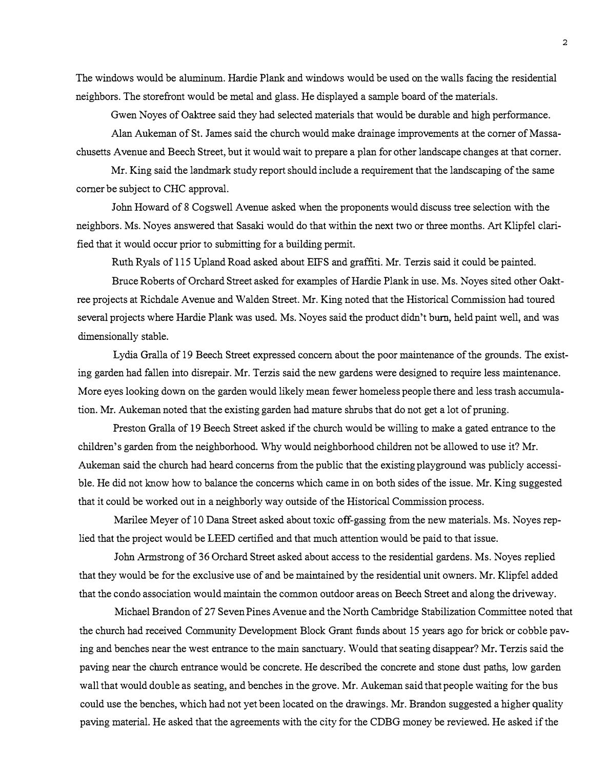The windows would be aluminum. Hardie Plank and windows would be used on the walls facing the residential neighbors. The storefront would be metal and glass. He displayed a sample board of the materials.

Gwen Noyes of Oaktree said they had selected materials that would be durable and high performance.

Alan Aukeman of St. James said the church would make drainage improvements at the corner of Massachusetts Avenue and Beech Street, but it would wait to prepare a plan for other landscape changes at that corner.

Mr. King said the landmark study report should include a requirement that the landscaping of the same corner be subject to CHC approval.

John Howard of 8 Cogswell Avenue asked when the proponents would discuss tree selection with the neighbors. Ms. Noyes answered that Sasaki would do that within the next two or three months. Art Klipfel clarified that it would occur prior to submitting for a building permit.

Ruth Ryals of 115 Upland Road asked about EIFS and graffiti. Mr. Terzis said it could be painted.

Bruce Roberts of Orchard Street asked for examples of Hardie Plank in use. Ms. Noyes sited other Oaktree projects at Richdale Avenue and Walden Street. Mr. King noted that the Historical Commission had toured several projects where Hardie Plank was used. Ms. Noyes said the product didn't burn, held paint well, and was dimensionally stable.

Lydia Gralla of 19 Beech Street expressed concern about the poor maintenance of the grounds. The existing garden had fallen into disrepair. Mr. Terzis said the new gardens were designed to require less maintenance. More eyes looking down on the garden would likely mean fewer homeless people there and less trash accumulation. Mr. Aukeman noted that the existing garden had mature shrubs that do not get a lot of pruning.

Preston Gralla of 19 Beech Street asked if the church would be willing to make a gated entrance to the children's garden from the neighborhood. Why would neighborhood children not be allowed to use it? Mr. Aukeman said the church had heard concerns from the public that the existing playground was publicly accessible. He did not know how to balance the concerns which came in on both sides of the issue. Mr. King suggested that it could be worked out in a neighborly way outside of the Historical Commission process.

Marilee Meyer of 10 Dana Street asked about toxic off-gassing from the new materials. Ms. Noyes replied that the project would be LEED certified and that much attention would be paid to that issue.

John Armstrong of 36 Orchard Street asked about access to the residential gardens. Ms. Noyes replied that they would be for the exclusive use of and be maintained by the residential unit owners. Mr. Klipfel added that the condo association would maintain the common outdoor areas on Beech Street and along the driveway.

Michael Brandon of 27 Seven Pines Avenue and the North Cambridge Stabilization Committee noted that the church had received Community Development Block Grant funds about 15 years ago for brick or cobble paving and benches near the west entrance to the main sanctuary. Would that seating disappear? Mr. Terzis said the paving near the church entrance would be concrete. He described the concrete and stone dust paths, low garden wall that would double as seating, and benches in the grove. Mr. Aukeman said that people waiting for the bus could use the benches, which had not yet been located on the drawings. Mr. Brandon suggested a higher quality paving material. He asked that the agreements with the city for the CDBG money be reviewed. He asked if the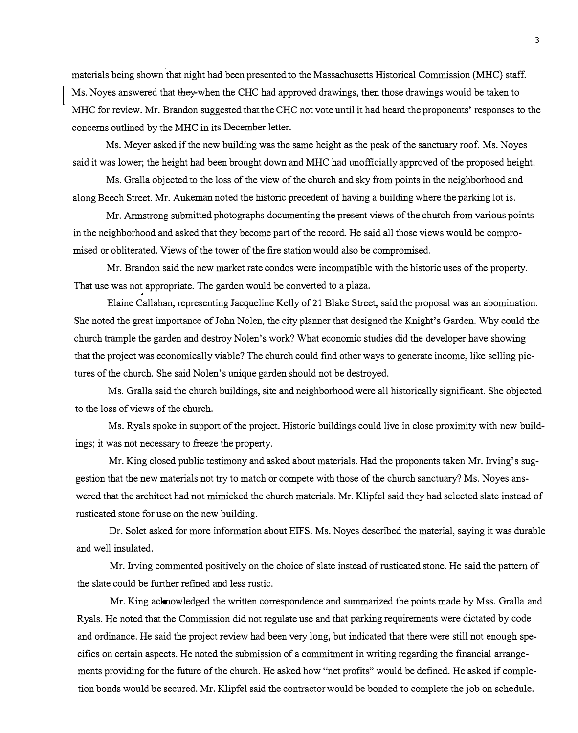materials being shown that night had been presented to the Massachusetts Historical Commission (MHC) staff. Ms. Noyes answered that ~~they~~ when the CHC had approved drawings, then those drawings would be taken to MHC for review. Mr. Brandon suggested that the CHC not vote until it had heard the proponents' responses to the concerns outlined by the MHC in its December letter.

Ms. Meyer asked if the new building was the same height as the peak of the sanctuary roof. Ms. Noyes said it was lower; the height had been brought down and MHC had unofficially approved of the proposed height.

Ms. Gralla objected to the loss of the view of the church and sky from points in the neighborhood and along Beech Street. Mr. Aukeman noted the historic precedent of having a building where the parking lot is.

Mr. Armstrong submitted photographs documenting the present views of the church from various points in the neighborhood and asked that they become part of the record. He said all those views would be compromised or obliterated. Views of the tower of the fire station would also be compromised.

Mr. Brandon said the new market rate condos were incompatible with the historic uses of the property. That use was not appropriate. The garden would be converted to a plaza.

Elaine Callahan, representing Jacqueline Kelly of 21 Blake Street, said the proposal was an abomination. She noted the great importance of John Nolen, the city planner that designed the Knight's Garden. Why could the church trample the garden and destroy Nolen's work? What economic studies did the developer have showing that the project was economically viable? The church could find other ways to generate income, like selling pictures of the church. She said Nolen's unique garden should not be destroyed.

Ms. Gralla said the church buildings, site and neighborhood were all historically significant. She objected to the loss of views of the church.

Ms. Ryals spoke in support of the project. Historic buildings could live in close proximity with new buildings; it was not necessary to freeze the property.

Mr. King closed public testimony and asked about materials. Had the proponents taken Mr. Irving's suggestion that the new materials not try to match or compete with those of the church sanctuary? Ms. Noyes answered that the architect had not mimicked the church materials. Mr. Klipfel said they had selected slate instead of rusticated stone for use on the new building.

Dr. Solet asked for more information about EIFS. Ms. Noyes described the material, saying it was durable and well insulated.

Mr. Irving commented positively on the choice of slate instead of rusticated stone. He said the pattern of the slate could be further refined and less rustic.

Mr. King acknowledged the written correspondence and summarized the points made by Mss. Gralla and Ryals. He noted that the Commission did not regulate use and that parking requirements were dictated by code and ordinance. He said the project review had been very long, but indicated that there were still not enough specifics on certain aspects. He noted the submission of a commitment in writing regarding the financial arrangements providing for the future of the church. He asked how "net profits" would be defined. He asked if completion bonds would be secured. Mr. Klipfel said the contractor would be bonded to complete the job on schedule.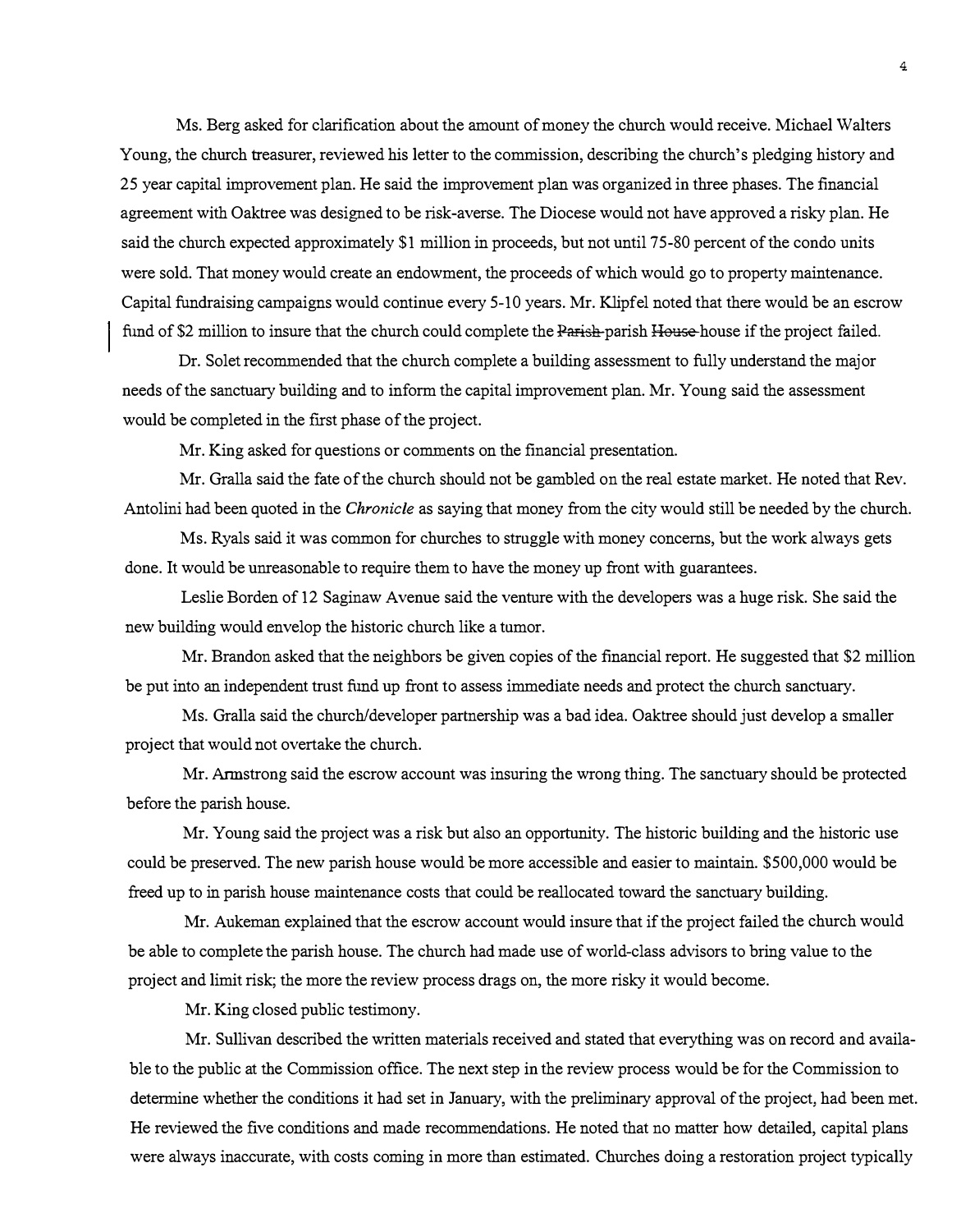Ms. Berg asked for clarification about the amount of money the church would receive. Michael Walters Young, the church treasurer, reviewed his letter to the commission, describing the church's pledging history and 25 year capital improvement plan. He said the improvement plan was organized in three phases. The financial agreement with Oaktree was designed to be risk-averse. The Diocese would not have approved a risky plan. He said the church expected approximately $1 million in proceeds, but not until 75-80 percent of the condo units were sold. That money would create an endowment, the proceeds of which would go to property maintenance. Capital fundraising campaigns would continue every 5-10 years. Mr. Klipfel noted that there would be an escrow fund of $2 million to insure that the church could complete the ~~Parish~~ parish ~~House~~ house if the project failed.

Dr. Solet recommended that the church complete a building assessment to fully understand the major needs of the sanctuary building and to inform the capital improvement plan. Mr. Young said the assessment would be completed in the first phase of the project.

Mr. King asked for questions or comments on the financial presentation.

Mr. Gralla said the fate of the church should not be gambled on the real estate market. He noted that Rev. Antolini had been quoted in the *Chronicle* as saying that money from the city would still be needed by the church.

Ms. Ryals said it was common for churches to struggle with money concerns, but the work always gets done. It would be unreasonable to require them to have the money up front with guarantees.

Leslie Borden of 12 Saginaw Avenue said the venture with the developers was a huge risk. She said the new building would envelop the historic church like a tumor.

Mr. Brandon asked that the neighbors be given copies of the financial report. He suggested that $2 million be put into an independent trust fund up front to assess immediate needs and protect the church sanctuary.

Ms. Gralla said the church/developer partnership was a bad idea. Oaktree should just develop a smaller project that would not overtake the church.

Mr. Armstrong said the escrow account was insuring the wrong thing. The sanctuary should be protected before the parish house.

Mr. Young said the project was a risk but also an opportunity. The historic building and the historic use could be preserved. The new parish house would be more accessible and easier to maintain. $500,000 would be freed up to in parish house maintenance costs that could be reallocated toward the sanctuary building.

Mr. Aukeman explained that the escrow account would insure that if the project failed the church would be able to complete the parish house. The church had made use of world-class advisors to bring value to the project and limit risk; the more the review process drags on, the more risky it would become.

Mr. King closed public testimony.

Mr. Sullivan described the written materials received and stated that everything was on record and available to the public at the Commission office. The next step in the review process would be for the Commission to determine whether the conditions it had set in January, with the preliminary approval of the project, had been met. He reviewed the five conditions and made recommendations. He noted that no matter how detailed, capital plans were always inaccurate, with costs coming in more than estimated. Churches doing a restoration project typically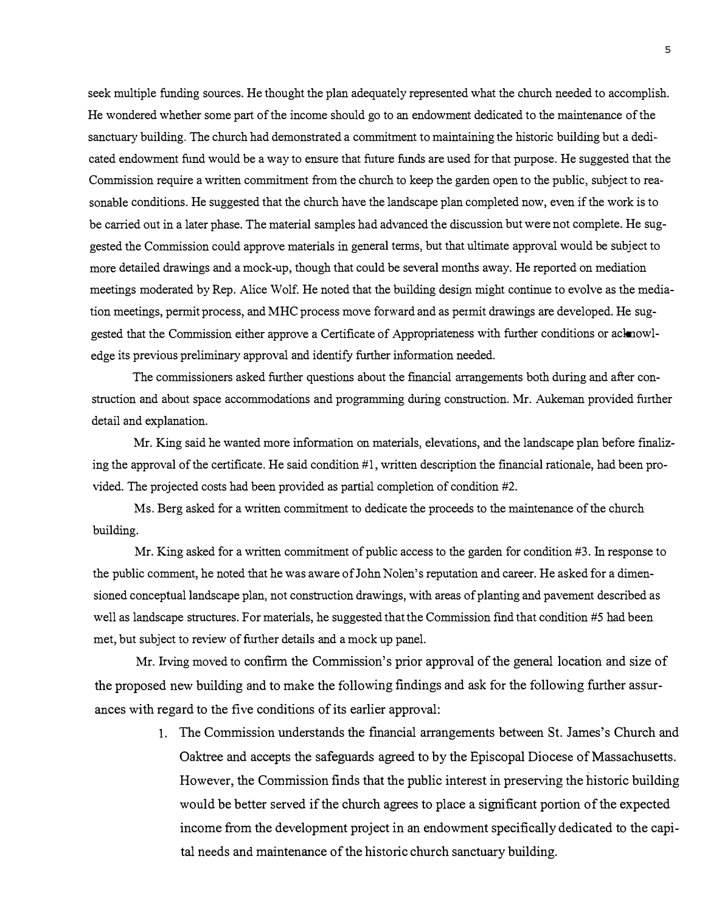seek multiple funding sources. He thought the plan adequately represented what the church needed to accomplish. He wondered whether some part of the income should go to an endowment dedicated to the maintenance of the sanctuary building. The church had demonstrated a commitment to maintaining the historic building but a dedicated endowment fund would be a way to ensure that future funds are used for that purpose. He suggested that the Commission require a written commitment from the church to keep the garden open to the public, subject to reasonable conditions. He suggested that the church have the landscape plan completed now, even if the work is to be carried out in a later phase. The material samples had advanced the discussion but were not complete. He suggested the Commission could approve materials in general terms, but that ultimate approval would be subject to more detailed drawings and a mock-up, though that could be several months away. He reported on mediation meetings moderated by Rep. Alice Wolf. He noted that the building design might continue to evolve as the mediation meetings, permit process, and MHC process move forward and as permit drawings are developed. He suggested that the Commission either approve a Certificate of Appropriateness with further conditions or acknowledge its previous preliminary approval and identify further information needed.

The commissioners asked further questions about the financial arrangements both during and after construction and about space accommodations and programming during construction. Mr. Aukeman provided further detail and explanation.

Mr. King said he wanted more information on materials, elevations, and the landscape plan before finalizing the approval of the certificate. He said condition #1, written description the financial rationale, had been provided. The projected costs had been provided as partial completion of condition #2.

Ms. Berg asked for a written commitment to dedicate the proceeds to the maintenance of the church building.

Mr. King asked for a written commitment of public access to the garden for condition #3. In response to the public comment, he noted that he was aware of John Nolen's reputation and career. He asked for a dimensioned conceptual landscape plan, not construction drawings, with areas of planting and pavement described as well as landscape structures. For materials, he suggested that the Commission find that condition #5 had been met, but subject to review of further details and a mock up panel.

Mr. Irving moved to confirm the Commission's prior approval of the general location and size of the proposed new building and to make the following findings and ask for the following further assurances with regard to the five conditions of its earlier approval:

1. The Commission understands the financial arrangements between St. James's Church and Oaktree and accepts the safeguards agreed to by the Episcopal Diocese of Massachusetts. However, the Commission finds that the public interest in preserving the historic building would be better served if the church agrees to place a significant portion of the expected income from the development project in an endowment specifically dedicated to the capital needs and maintenance of the historic church sanctuary building.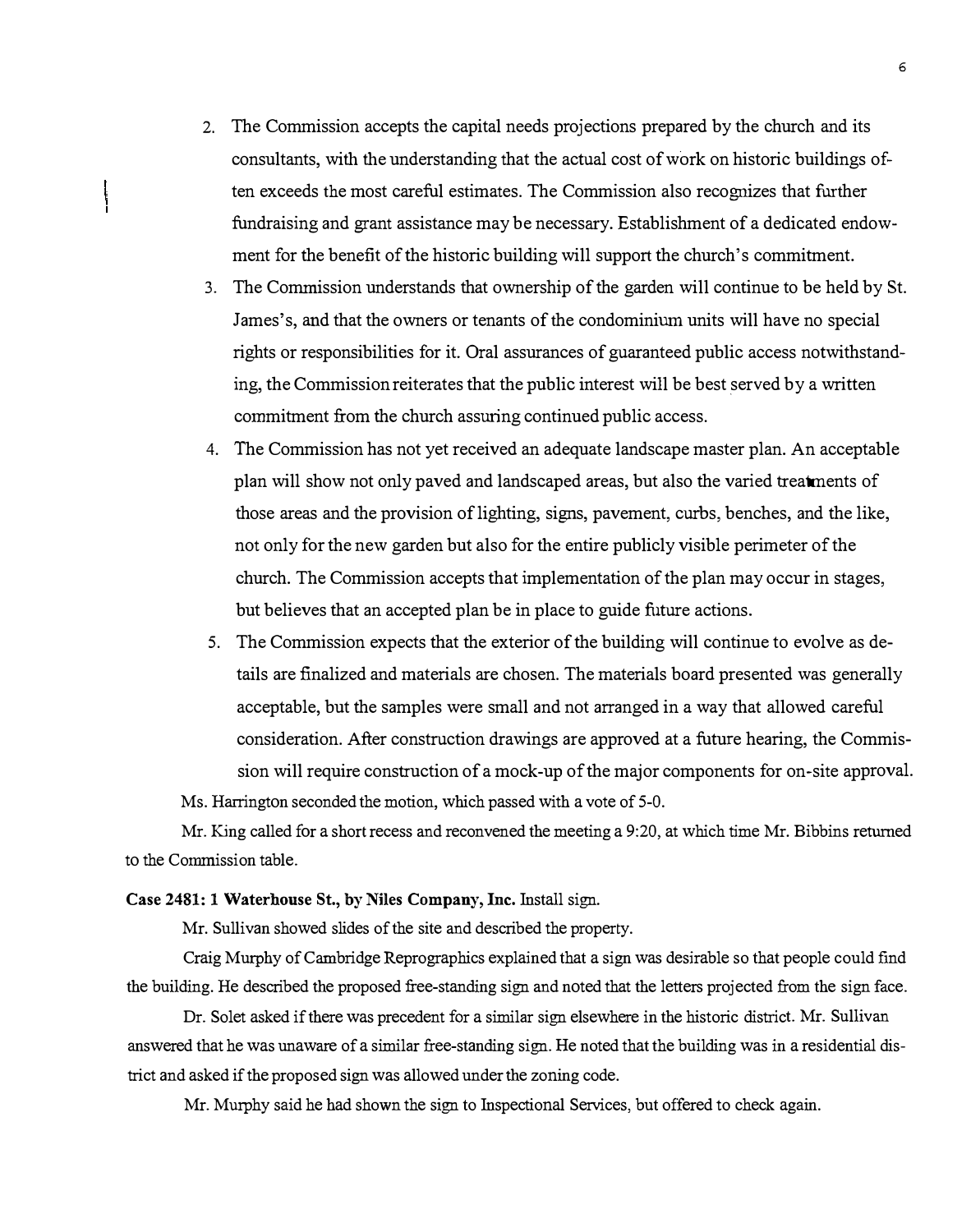2. The Commission accepts the capital needs projections prepared by the church and its consultants, with the understanding that the actual cost of work on historic buildings often exceeds the most careful estimates. The Commission also recognizes that further fundraising and grant assistance may be necessary. Establishment of a dedicated endowment for the benefit of the historic building will support the church's commitment.
3. The Commission understands that ownership of the garden will continue to be held by St. James's, and that the owners or tenants of the condominium units will have no special rights or responsibilities for it. Oral assurances of guaranteed public access notwithstanding, the Commission reiterates that the public interest will be best served by a written commitment from the church assuring continued public access.
4. The Commission has not yet received an adequate landscape master plan. An acceptable plan will show not only paved and landscaped areas, but also the varied treatments of those areas and the provision of lighting, signs, pavement, curbs, benches, and the like, not only for the new garden but also for the entire publicly visible perimeter of the church. The Commission accepts that implementation of the plan may occur in stages, but believes that an accepted plan be in place to guide future actions.
5. The Commission expects that the exterior of the building will continue to evolve as details are finalized and materials are chosen. The materials board presented was generally acceptable, but the samples were small and not arranged in a way that allowed careful consideration. After construction drawings are approved at a future hearing, the Commission will require construction of a mock-up of the major components for on-site approval.

Ms. Harrington seconded the motion, which passed with a vote of 5-0.

Mr. King called for a short recess and reconvened the meeting a 9:20, at which time Mr. Bibbins returned to the Commission table.

**Case 2481: 1 Waterhouse St., by Niles Company, Inc.** Install sign.

Mr. Sullivan showed slides of the site and described the property.

Craig Murphy of Cambridge Reprographics explained that a sign was desirable so that people could find the building. He described the proposed free-standing sign and noted that the letters projected from the sign face.

Dr. Solet asked if there was precedent for a similar sign elsewhere in the historic district. Mr. Sullivan answered that he was unaware of a similar free-standing sign. He noted that the building was in a residential district and asked if the proposed sign was allowed under the zoning code.

Mr. Murphy said he had shown the sign to Inspectional Services, but offered to check again.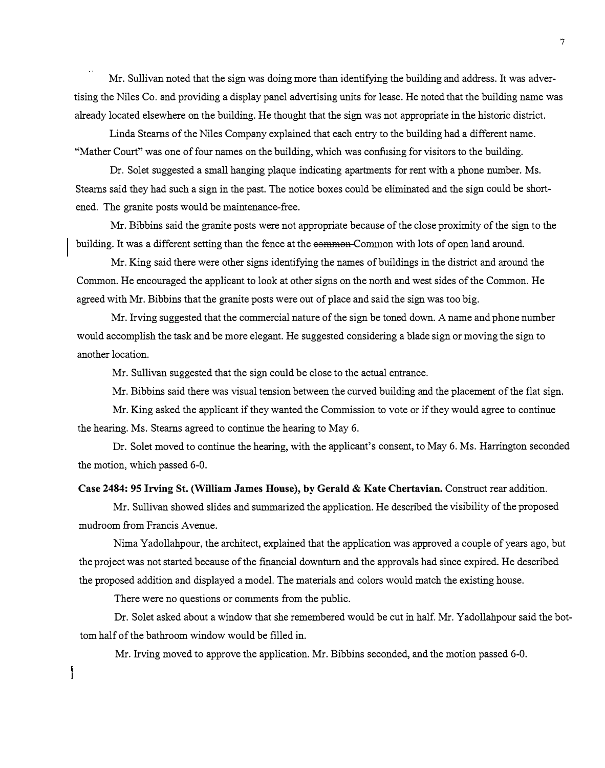Mr. Sullivan noted that the sign was doing more than identifying the building and address. It was advertising the Niles Co. and providing a display panel advertising units for lease. He noted that the building name was already located elsewhere on the building. He thought that the sign was not appropriate in the historic district.

Linda Stearns of the Niles Company explained that each entry to the building had a different name. "Mather Court" was one of four names on the building, which was confusing for visitors to the building.

Dr. Solet suggested a small hanging plaque indicating apartments for rent with a phone number. Ms. Stearns said they had such a sign in the past. The notice boxes could be eliminated and the sign could be shortened. The granite posts would be maintenance-free.

Mr. Bibbins said the granite posts were not appropriate because of the close proximity of the sign to the building. It was a different setting than the fence at the ~~common~~ Common with lots of open land around.

Mr. King said there were other signs identifying the names of buildings in the district and around the Common. He encouraged the applicant to look at other signs on the north and west sides of the Common. He agreed with Mr. Bibbins that the granite posts were out of place and said the sign was too big.

Mr. Irving suggested that the commercial nature of the sign be toned down. A name and phone number would accomplish the task and be more elegant. He suggested considering a blade sign or moving the sign to another location.

Mr. Sullivan suggested that the sign could be close to the actual entrance.

Mr. Bibbins said there was visual tension between the curved building and the placement of the flat sign.

Mr. King asked the applicant if they wanted the Commission to vote or if they would agree to continue the hearing. Ms. Stearns agreed to continue the hearing to May 6.

Dr. Solet moved to continue the hearing, with the applicant's consent, to May 6. Ms. Harrington seconded the motion, which passed 6-0.

**Case 2484: 95 Irving St. (William James House), by Gerald & Kate Chertavian.** Construct rear addition.

Mr. Sullivan showed slides and summarized the application. He described the visibility of the proposed mudroom from Francis Avenue.

Nima Yadollahpour, the architect, explained that the application was approved a couple of years ago, but the project was not started because of the financial downturn and the approvals had since expired. He described the proposed addition and displayed a model. The materials and colors would match the existing house.

There were no questions or comments from the public.

Dr. Solet asked about a window that she remembered would be cut in half. Mr. Yadollahpour said the bottom half of the bathroom window would be filled in.

Mr. Irving moved to approve the application. Mr. Bibbins seconded, and the motion passed 6-0.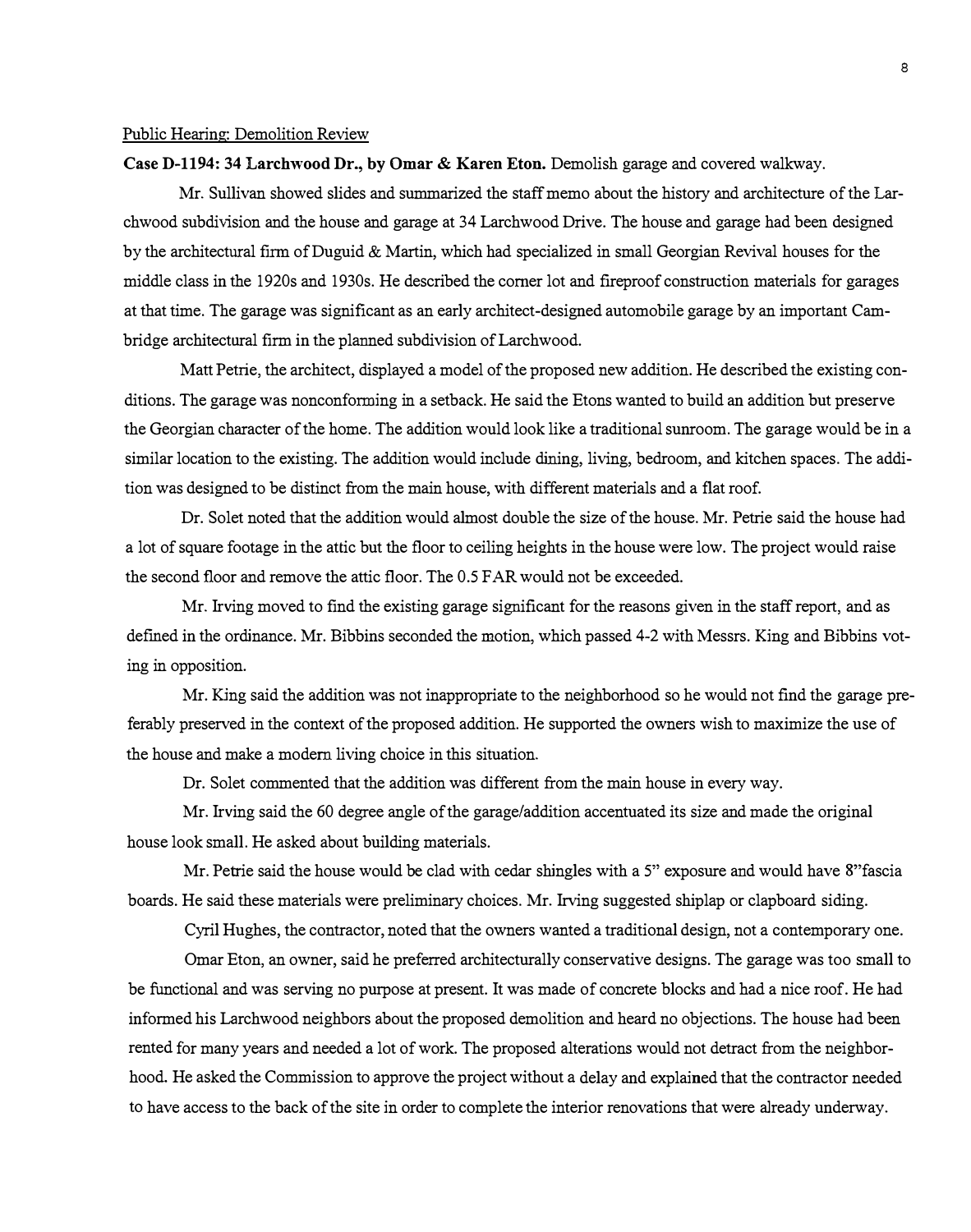Public Hearing: Demolition Review

**Case D-1194: 34 Larchwood Dr., by Omar & Karen Eton.** Demolish garage and covered walkway.

Mr. Sullivan showed slides and summarized the staff memo about the history and architecture of the Larchwood subdivision and the house and garage at 34 Larchwood Drive. The house and garage had been designed by the architectural firm of Duguid & Martin, which had specialized in small Georgian Revival houses for the middle class in the 1920s and 1930s. He described the corner lot and fireproof construction materials for garages at that time. The garage was significant as an early architect-designed automobile garage by an important Cambridge architectural firm in the planned subdivision of Larchwood.

Matt Petrie, the architect, displayed a model of the proposed new addition. He described the existing conditions. The garage was nonconforming in a setback. He said the Etons wanted to build an addition but preserve the Georgian character of the home. The addition would look like a traditional sunroom. The garage would be in a similar location to the existing. The addition would include dining, living, bedroom, and kitchen spaces. The addition was designed to be distinct from the main house, with different materials and a flat roof.

Dr. Solet noted that the addition would almost double the size of the house. Mr. Petrie said the house had a lot of square footage in the attic but the floor to ceiling heights in the house were low. The project would raise the second floor and remove the attic floor. The 0.5 FAR would not be exceeded.

Mr. Irving moved to find the existing garage significant for the reasons given in the staff report, and as defined in the ordinance. Mr. Bibbins seconded the motion, which passed 4-2 with Messrs. King and Bibbins voting in opposition.

Mr. King said the addition was not inappropriate to the neighborhood so he would not find the garage preferably preserved in the context of the proposed addition. He supported the owners wish to maximize the use of the house and make a modern living choice in this situation.

Dr. Solet commented that the addition was different from the main house in every way.

Mr. Irving said the 60 degree angle of the garage/addition accentuated its size and made the original house look small. He asked about building materials.

Mr. Petrie said the house would be clad with cedar shingles with a 5" exposure and would have 8"fascia boards. He said these materials were preliminary choices. Mr. Irving suggested shiplap or clapboard siding.

Cyril Hughes, the contractor, noted that the owners wanted a traditional design, not a contemporary one.

Omar Eton, an owner, said he preferred architecturally conservative designs. The garage was too small to be functional and was serving no purpose at present. It was made of concrete blocks and had a nice roof. He had informed his Larchwood neighbors about the proposed demolition and heard no objections. The house had been rented for many years and needed a lot of work. The proposed alterations would not detract from the neighborhood. He asked the Commission to approve the project without a delay and explained that the contractor needed to have access to the back of the site in order to complete the interior renovations that were already underway.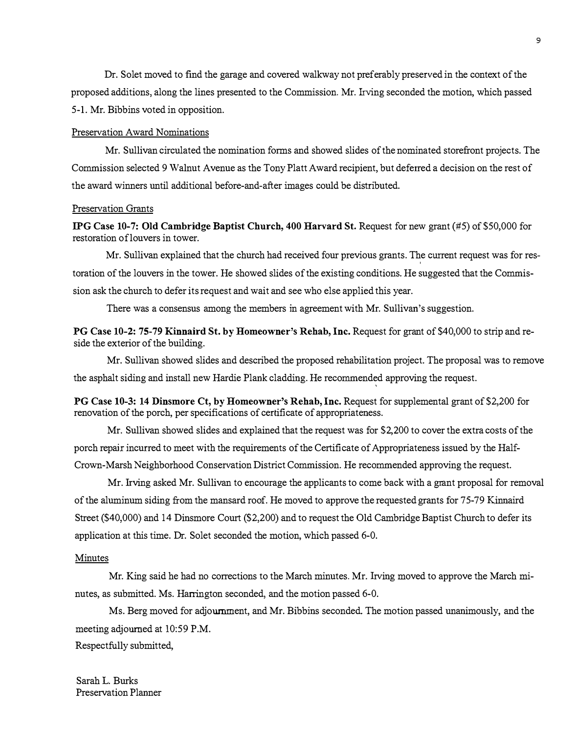Dr. Solet moved to find the garage and covered walkway not preferably preserved in the context of the proposed additions, along the lines presented to the Commission. Mr. Irving seconded the motion, which passed 5-1. Mr. Bibbins voted in opposition.

Preservation Award Nominations

Mr. Sullivan circulated the nomination forms and showed slides of the nominated storefront projects. The Commission selected 9 Walnut Avenue as the Tony Platt Award recipient, but deferred a decision on the rest of the award winners until additional before-and-after images could be distributed.

Preservation Grants

**IPG Case 10-7: Old Cambridge Baptist Church, 400 Harvard St.** Request for new grant (#5) of $50,000 for restoration of louvers in tower.

Mr. Sullivan explained that the church had received four previous grants. The current request was for restoration of the louvers in the tower. He showed slides of the existing conditions. He suggested that the Commission ask the church to defer its request and wait and see who else applied this year.

There was a consensus among the members in agreement with Mr. Sullivan's suggestion.

**PG Case 10-2: 75-79 Kinnaird St. by Homeowner's Rehab, Inc.** Request for grant of $40,000 to strip and reside the exterior of the building.

Mr. Sullivan showed slides and described the proposed rehabilitation project. The proposal was to remove the asphalt siding and install new Hardie Plank cladding. He recommended approving the request.

**PG Case 10-3: 14 Dinsmore Ct, by Homeowner's Rehab, Inc.** Request for supplemental grant of $2,200 for renovation of the porch, per specifications of certificate of appropriateness.

Mr. Sullivan showed slides and explained that the request was for $2,200 to cover the extra costs of the porch repair incurred to meet with the requirements of the Certificate of Appropriateness issued by the Half-Crown-Marsh Neighborhood Conservation District Commission. He recommended approving the request.

Mr. Irving asked Mr. Sullivan to encourage the applicants to come back with a grant proposal for removal of the aluminum siding from the mansard roof. He moved to approve the requested grants for 75-79 Kinnaird Street ($40,000) and 14 Dinsmore Court ($2,200) and to request the Old Cambridge Baptist Church to defer its application at this time. Dr. Solet seconded the motion, which passed 6-0.

Minutes

Mr. King said he had no corrections to the March minutes. Mr. Irving moved to approve the March minutes, as submitted. Ms. Harrington seconded, and the motion passed 6-0.

Ms. Berg moved for adjournment, and Mr. Bibbins seconded. The motion passed unanimously, and the meeting adjourned at 10:59 P.M.

Respectfully submitted,

Sarah L. Burks
Preservation Planner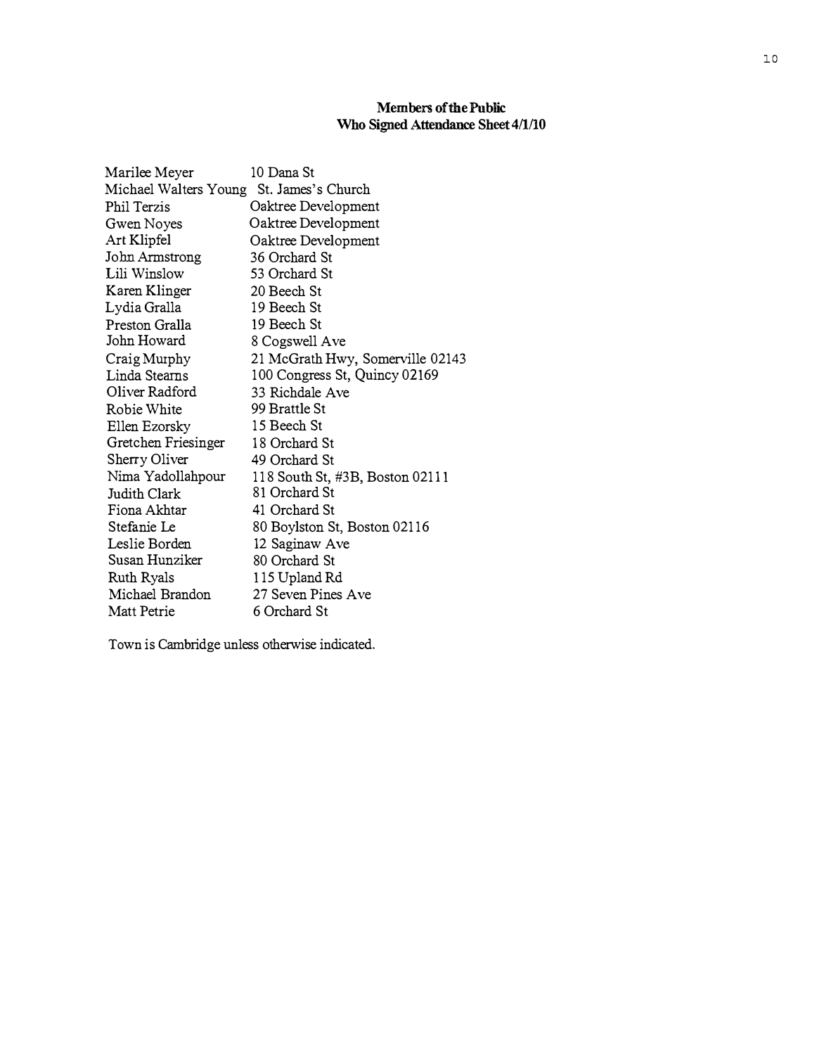**Members of the Public**
**Who Signed Attendance Sheet 4/1/10**

| | |
|---|---|
| Marilee Meyer | 10 Dana St |
| Michael Walters Young | St. James's Church |
| Phil Terzis | Oaktree Development |
| Gwen Noyes | Oaktree Development |
| Art Klipfel | Oaktree Development |
| John Armstrong | 36 Orchard St |
| Lili Winslow | 53 Orchard St |
| Karen Klinger | 20 Beech St |
| Lydia Gralla | 19 Beech St |
| Preston Gralla | 19 Beech St |
| John Howard | 8 Cogswell Ave |
| Craig Murphy | 21 McGrath Hwy, Somerville 02143 |
| Linda Stearns | 100 Congress St, Quincy 02169 |
| Oliver Radford | 33 Richdale Ave |
| Robie White | 99 Brattle St |
| Ellen Ezorsky | 15 Beech St |
| Gretchen Friesinger | 18 Orchard St |
| Sherry Oliver | 49 Orchard St |
| Nima Yadollahpour | 118 South St, #3B, Boston 02111 |
| Judith Clark | 81 Orchard St |
| Fiona Akhtar | 41 Orchard St |
| Stefanie Le | 80 Boylston St, Boston 02116 |
| Leslie Borden | 12 Saginaw Ave |
| Susan Hunziker | 80 Orchard St |
| Ruth Ryals | 115 Upland Rd |
| Michael Brandon | 27 Seven Pines Ave |
| Matt Petrie | 6 Orchard St |

Town is Cambridge unless otherwise indicated.